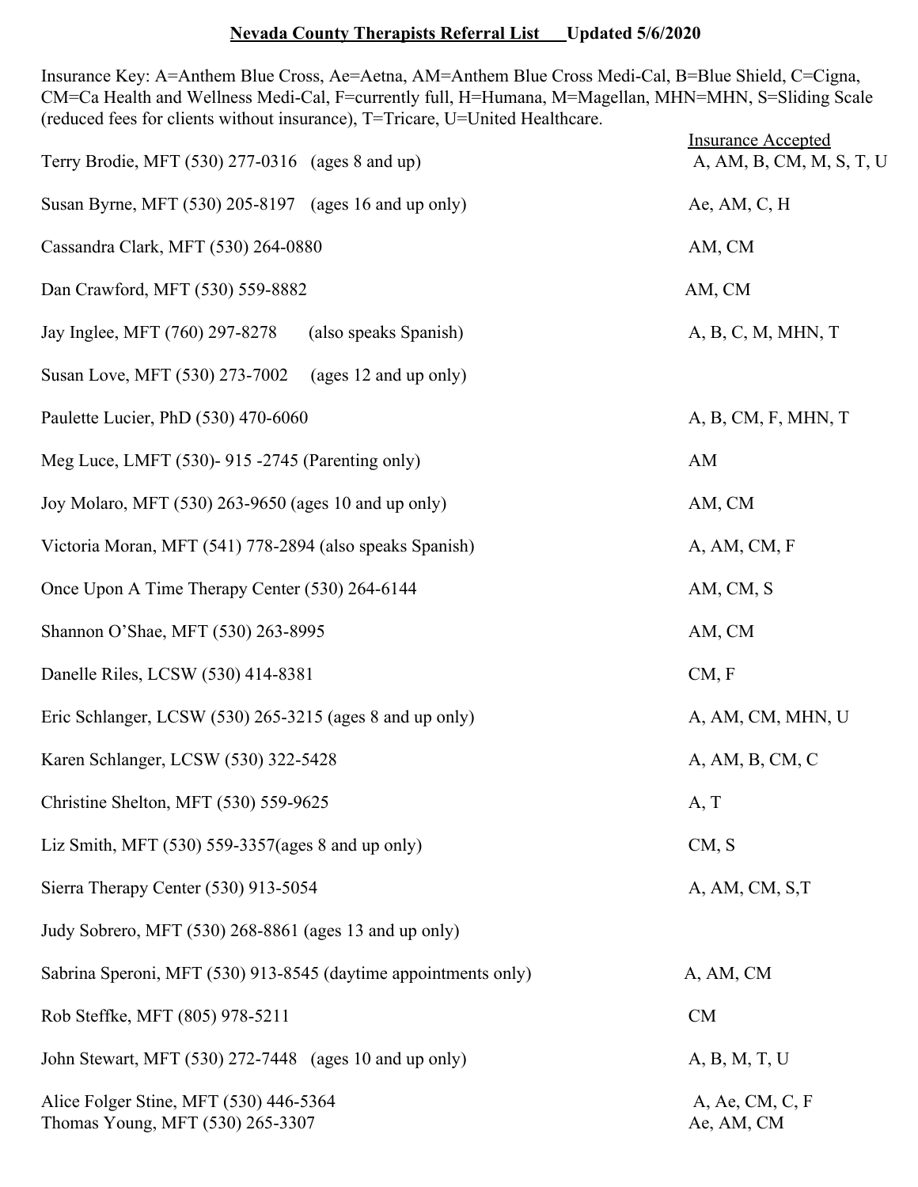# Nevada County Therapists Referral List Updated 5/6/2020

Insurance Key: A=Anthem Blue Cross, Ae=Aetna, AM=Anthem Blue Cross Medi-Cal, B=Blue Shield, C=Cigna, CM=Ca Health and Wellness Medi-Cal, F=currently full, H=Humana, M=Magellan, MHN=MHN, S=Sliding Scale (reduced fees for clients without insurance), T=Tricare, U=United Healthcare.

| Therapist | Insurance Accepted |
|---|---|
| Terry Brodie, MFT (530) 277-0316 (ages 8 and up) | A, AM, B, CM, M, S, T, U |
| Susan Byrne, MFT (530) 205-8197 (ages 16 and up only) | Ae, AM, C, H |
| Cassandra Clark, MFT (530) 264-0880 | AM, CM |
| Dan Crawford, MFT (530) 559-8882 | AM, CM |
| Jay Inglee, MFT (760) 297-8278 (also speaks Spanish) | A, B, C, M, MHN, T |
| Susan Love, MFT (530) 273-7002 (ages 12 and up only) | |
| Paulette Lucier, PhD (530) 470-6060 | A, B, CM, F, MHN, T |
| Meg Luce, LMFT (530)- 915 -2745 (Parenting only) | AM |
| Joy Molaro, MFT (530) 263-9650 (ages 10 and up only) | AM, CM |
| Victoria Moran, MFT (541) 778-2894 (also speaks Spanish) | A, AM, CM, F |
| Once Upon A Time Therapy Center (530) 264-6144 | AM, CM, S |
| Shannon O'Shae, MFT (530) 263-8995 | AM, CM |
| Danelle Riles, LCSW (530) 414-8381 | CM, F |
| Eric Schlanger, LCSW (530) 265-3215 (ages 8 and up only) | A, AM, CM, MHN, U |
| Karen Schlanger, LCSW (530) 322-5428 | A, AM, B, CM, C |
| Christine Shelton, MFT (530) 559-9625 | A, T |
| Liz Smith, MFT (530) 559-3357(ages 8 and up only) | CM, S |
| Sierra Therapy Center (530) 913-5054 | A, AM, CM, S,T |
| Judy Sobrero, MFT (530) 268-8861 (ages 13 and up only) | |
| Sabrina Speroni, MFT (530) 913-8545 (daytime appointments only) | A, AM, CM |
| Rob Steffke, MFT (805) 978-5211 | CM |
| John Stewart, MFT (530) 272-7448 (ages 10 and up only) | A, B, M, T, U |
| Alice Folger Stine, MFT (530) 446-5364 | A, Ae, CM, C, F |
| Thomas Young, MFT (530) 265-3307 | Ae, AM, CM |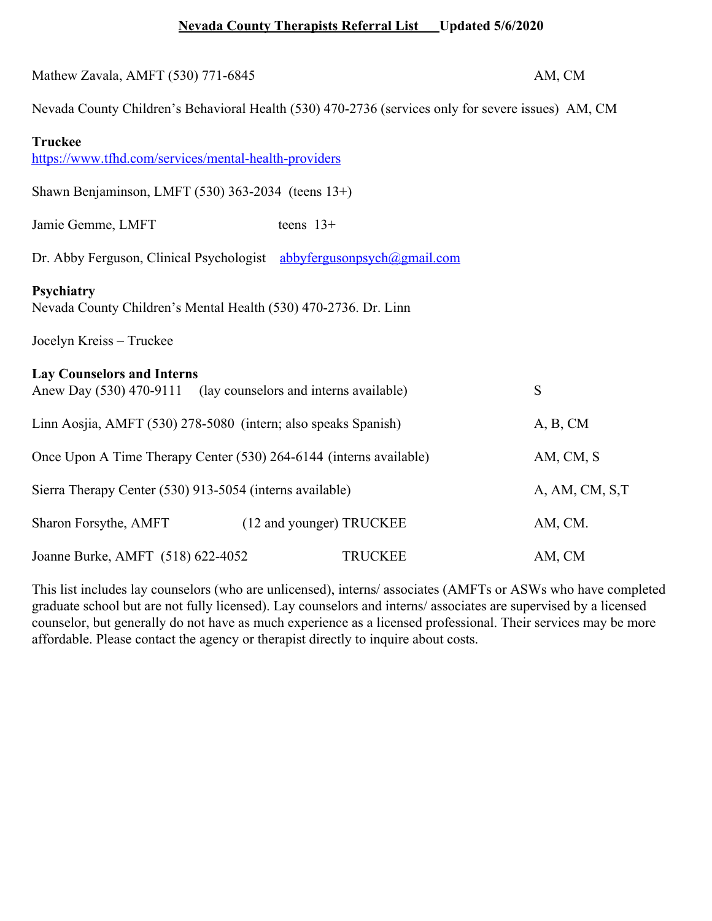**Nevada County Therapists Referral List Updated 5/6/2020**

Mathew Zavala, AMFT (530) 771-6845 AM, CM

Nevada County Children's Behavioral Health (530) 470-2736 (services only for severe issues) AM, CM

**Truckee**
https://www.tfhd.com/services/mental-health-providers

Shawn Benjaminson, LMFT (530) 363-2034 (teens 13+)

Jamie Gemme, LMFT teens 13+

Dr. Abby Ferguson, Clinical Psychologist abbyfergusonpsych@gmail.com

**Psychiatry**
Nevada County Children's Mental Health (530) 470-2736. Dr. Linn

Jocelyn Kreiss – Truckee

**Lay Counselors and Interns**

Anew Day (530) 470-9111 (lay counselors and interns available) S

Linn Aosjia, AMFT (530) 278-5080 (intern; also speaks Spanish) A, B, CM

Once Upon A Time Therapy Center (530) 264-6144 (interns available) AM, CM, S

Sierra Therapy Center (530) 913-5054 (interns available) A, AM, CM, S,T

Sharon Forsythe, AMFT (12 and younger) TRUCKEE AM, CM.

Joanne Burke, AMFT (518) 622-4052 TRUCKEE AM, CM

This list includes lay counselors (who are unlicensed), interns/ associates (AMFTs or ASWs who have completed graduate school but are not fully licensed). Lay counselors and interns/ associates are supervised by a licensed counselor, but generally do not have as much experience as a licensed professional. Their services may be more affordable. Please contact the agency or therapist directly to inquire about costs.